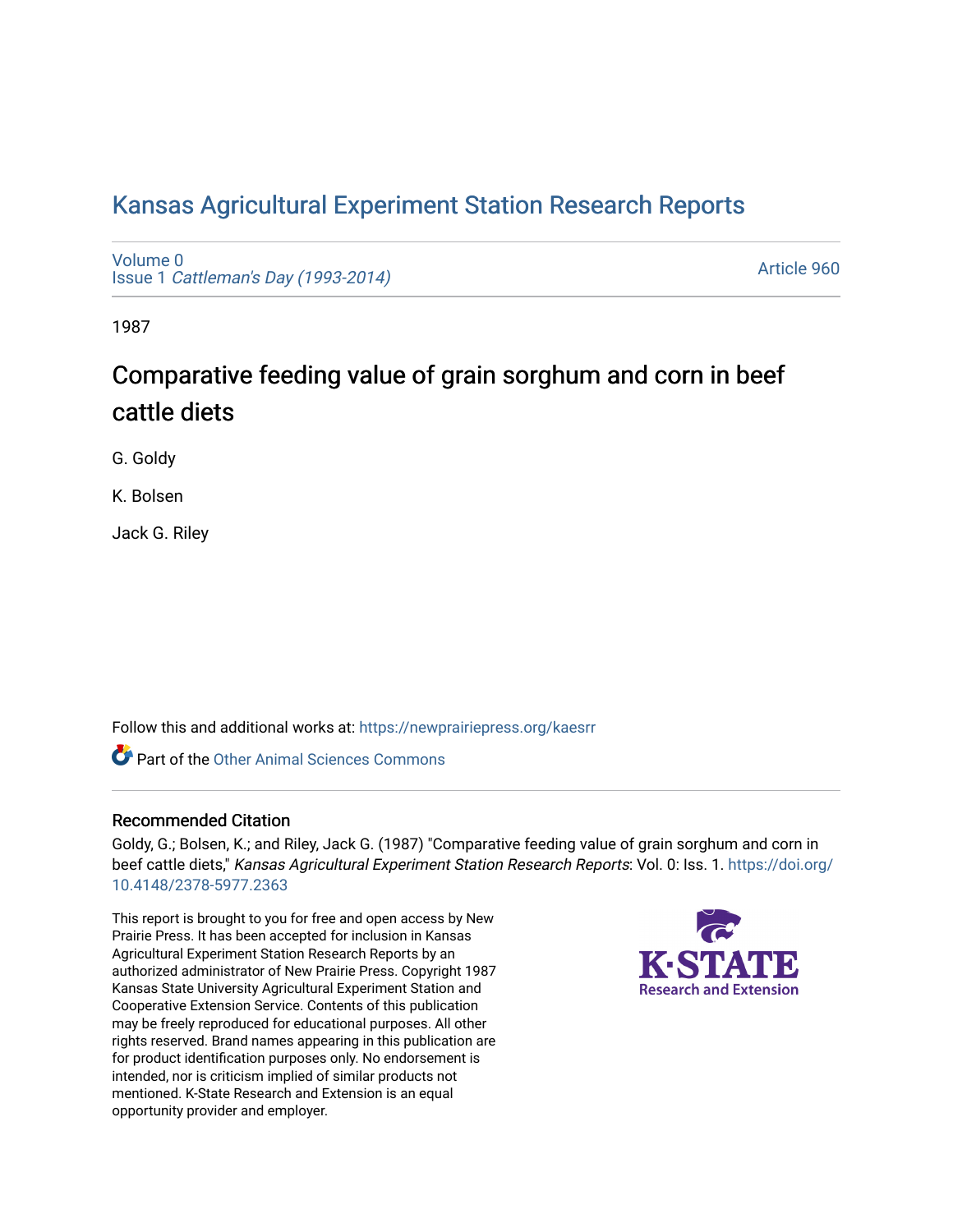# Kansas Agricultural Experiment Station Research Reports

Volume 0
Issue 1 *Cattleman's Day (1993-2014)*

Article 960

1987

## Comparative feeding value of grain sorghum and corn in beef cattle diets

G. Goldy

K. Bolsen

Jack G. Riley

Follow this and additional works at: https://newprairiepress.org/kaesrr

Part of the Other Animal Sciences Commons

### Recommended Citation

Goldy, G.; Bolsen, K.; and Riley, Jack G. (1987) "Comparative feeding value of grain sorghum and corn in beef cattle diets," *Kansas Agricultural Experiment Station Research Reports*: Vol. 0: Iss. 1. https://doi.org/10.4148/2378-5977.2363

This report is brought to you for free and open access by New Prairie Press. It has been accepted for inclusion in Kansas Agricultural Experiment Station Research Reports by an authorized administrator of New Prairie Press. Copyright 1987 Kansas State University Agricultural Experiment Station and Cooperative Extension Service. Contents of this publication may be freely reproduced for educational purposes. All other rights reserved. Brand names appearing in this publication are for product identification purposes only. No endorsement is intended, nor is criticism implied of similar products not mentioned. K-State Research and Extension is an equal opportunity provider and employer.

K-STATE Research and Extension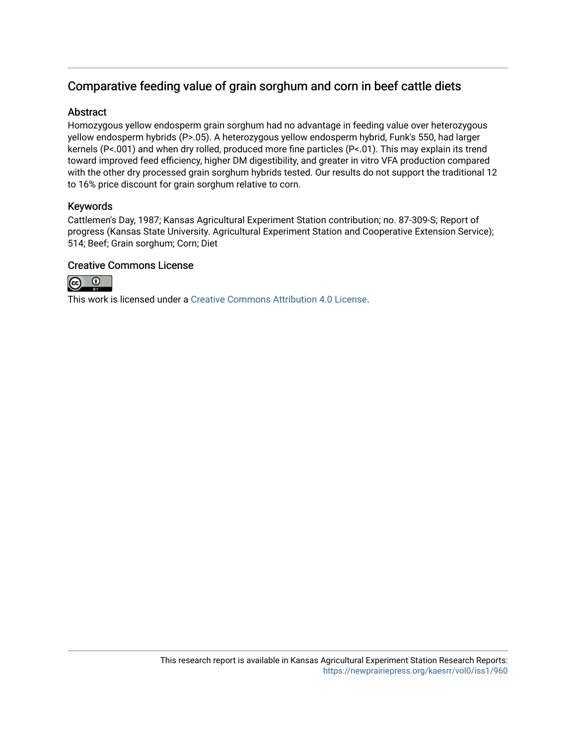## Comparative feeding value of grain sorghum and corn in beef cattle diets

### Abstract

Homozygous yellow endosperm grain sorghum had no advantage in feeding value over heterozygous yellow endosperm hybrids (P>.05). A heterozygous yellow endosperm hybrid, Funk's 550, had larger kernels (P<.001) and when dry rolled, produced more fine particles (P<.01). This may explain its trend toward improved feed efficiency, higher DM digestibility, and greater in vitro VFA production compared with the other dry processed grain sorghum hybrids tested. Our results do not support the traditional 12 to 16% price discount for grain sorghum relative to corn.

### Keywords

Cattlemen's Day, 1987; Kansas Agricultural Experiment Station contribution; no. 87-309-S; Report of progress (Kansas State University. Agricultural Experiment Station and Cooperative Extension Service); 514; Beef; Grain sorghum; Corn; Diet

### Creative Commons License

This work is licensed under a Creative Commons Attribution 4.0 License.

This research report is available in Kansas Agricultural Experiment Station Research Reports: https://newprairiepress.org/kaesrr/vol0/iss1/960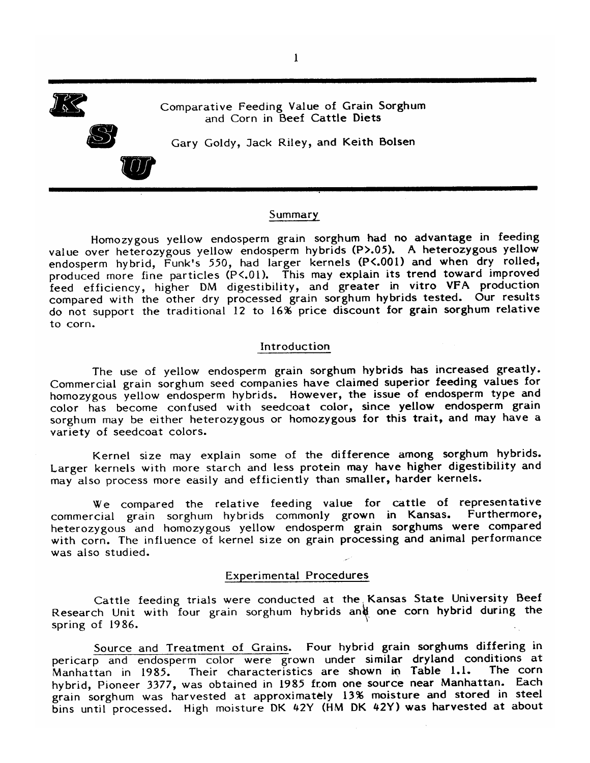# Comparative Feeding Value of Grain Sorghum and Corn in Beef Cattle Diets

Gary Goldy, Jack Riley, and Keith Bolsen

## Summary

Homozygous yellow endosperm grain sorghum had no advantage in feeding value over heterozygous yellow endosperm hybrids (P>.05). A heterozygous yellow endosperm hybrid, Funk's 550, had larger kernels (P<.001) and when dry rolled, produced more fine particles (P<.01). This may explain its trend toward improved feed efficiency, higher DM digestibility, and greater in vitro VFA production compared with the other dry processed grain sorghum hybrids tested. Our results do not support the traditional 12 to 16% price discount for grain sorghum relative to corn.

## Introduction

The use of yellow endosperm grain sorghum hybrids has increased greatly. Commercial grain sorghum seed companies have claimed superior feeding values for homozygous yellow endosperm hybrids. However, the issue of endosperm type and color has become confused with seedcoat color, since yellow endosperm grain sorghum may be either heterozygous or homozygous for this trait, and may have a variety of seedcoat colors.

Kernel size may explain some of the difference among sorghum hybrids. Larger kernels with more starch and less protein may have higher digestibility and may also process more easily and efficiently than smaller, harder kernels.

We compared the relative feeding value for cattle of representative commercial grain sorghum hybrids commonly grown in Kansas. Furthermore, heterozygous and homozygous yellow endosperm grain sorghums were compared with corn. The influence of kernel size on grain processing and animal performance was also studied.

## Experimental Procedures

Cattle feeding trials were conducted at the Kansas State University Beef Research Unit with four grain sorghum hybrids and one corn hybrid during the spring of 1986.

Source and Treatment of Grains. Four hybrid grain sorghums differing in pericarp and endosperm color were grown under similar dryland conditions at Manhattan in 1985. Their characteristics are shown in Table 1.1. The corn hybrid, Pioneer 3377, was obtained in 1985 from one source near Manhattan. Each grain sorghum was harvested at approximately 13% moisture and stored in steel bins until processed. High moisture DK 42Y (HM DK 42Y) was harvested at about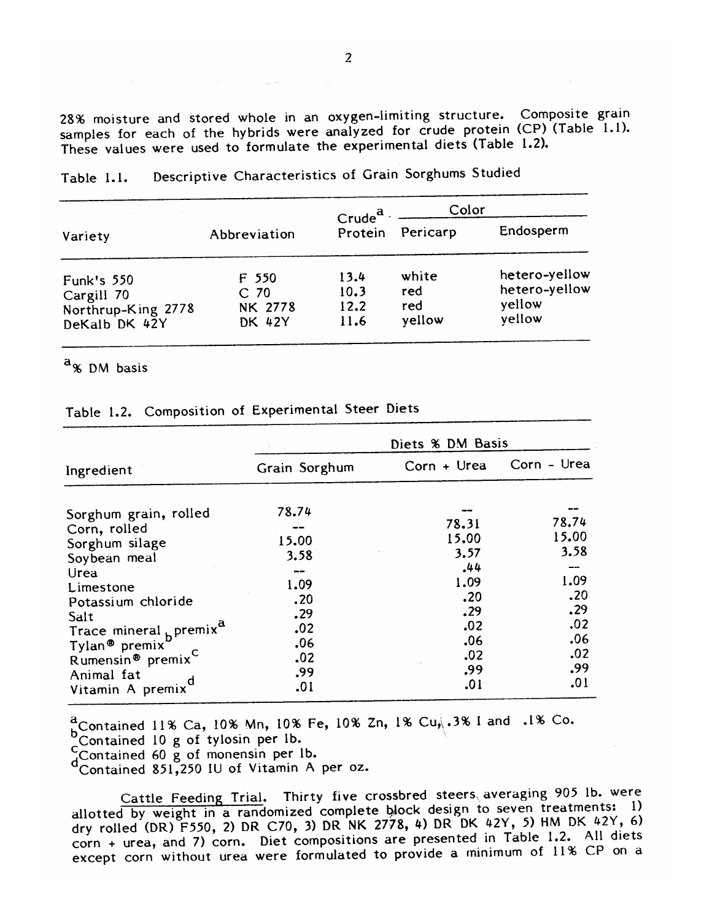28% moisture and stored whole in an oxygen-limiting structure. Composite grain samples for each of the hybrids were analyzed for crude protein (CP) (Table 1.1). These values were used to formulate the experimental diets (Table 1.2).

Table 1.1. Descriptive Characteristics of Grain Sorghums Studied

| Variety | Abbreviation | Crude[a] Protein | Color | |
|---|---|---|---|---|
| | | | Pericarp | Endosperm |
| Funk's 550 | F 550 | 13.4 | white | hetero-yellow |
| Cargill 70 | C 70 | 10.3 | red | hetero-yellow |
| Northrup-King 2778 | NK 2778 | 12.2 | red | yellow |
| DeKalb DK 42Y | DK 42Y | 11.6 | yellow | yellow |

[a]% DM basis

Table 1.2. Composition of Experimental Steer Diets

| Ingredient | Diets % DM Basis | | |
|---|---|---|---|
| | Grain Sorghum | Corn + Urea | Corn - Urea |
| Sorghum grain, rolled | 78.74 | -- | -- |
| Corn, rolled | -- | 78.31 | 78.74 |
| Sorghum silage | 15.00 | 15.00 | 15.00 |
| Soybean meal | 3.58 | 3.57 | 3.58 |
| Urea | -- | .44 | -- |
| Limestone | 1.09 | 1.09 | 1.09 |
| Potassium chloride | .20 | .20 | .20 |
| Salt | .29 | .29 | .29 |
| Trace mineral premix[a] | .02 | .02 | .02 |
| Tylan® premix[b] | .06 | .06 | .06 |
| Rumensin® premix[c] | .02 | .02 | .02 |
| Animal fat | .99 | .99 | .99 |
| Vitamin A premix[d] | .01 | .01 | .01 |

[a]Contained 11% Ca, 10% Mn, 10% Fe, 10% Zn, 1% Cu, .3% I and .1% Co.
[b]Contained 10 g of tylosin per lb.
[c]Contained 60 g of monensin per lb.
[d]Contained 851,250 IU of Vitamin A per oz.

Cattle Feeding Trial. Thirty five crossbred steers averaging 905 lb. were allotted by weight in a randomized complete block design to seven treatments: 1) dry rolled (DR) F550, 2) DR C70, 3) DR NK 2778, 4) DR DK 42Y, 5) HM DK 42Y, 6) corn + urea, and 7) corn. Diet compositions are presented in Table 1.2. All diets except corn without urea were formulated to provide a minimum of 11% CP on a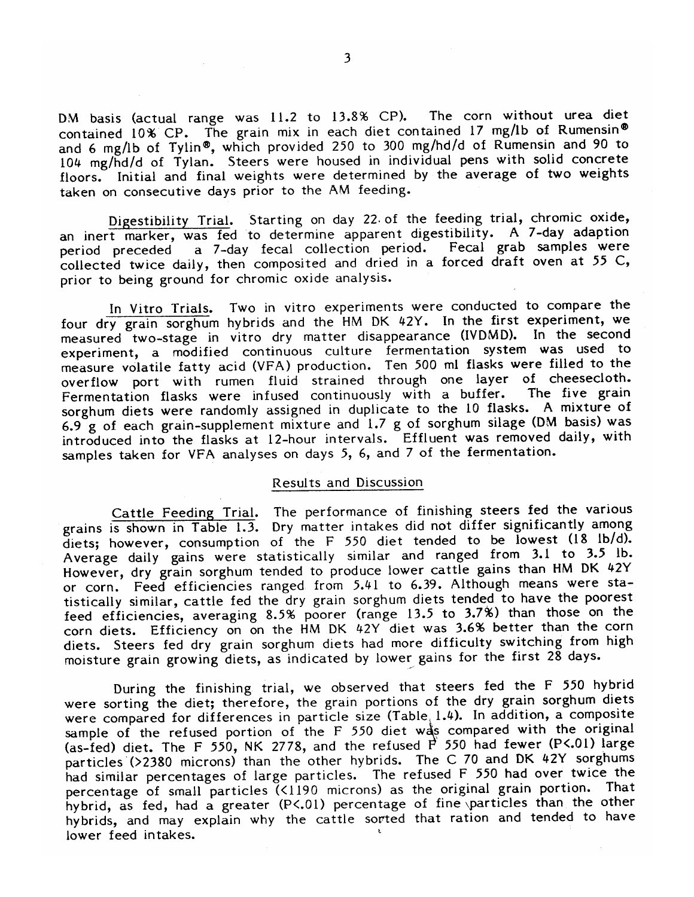DM basis (actual range was 11.2 to 13.8% CP). The corn without urea diet contained 10% CP. The grain mix in each diet contained 17 mg/lb of Rumensin® and 6 mg/lb of Tylin®, which provided 250 to 300 mg/hd/d of Rumensin and 90 to 104 mg/hd/d of Tylan. Steers were housed in individual pens with solid concrete floors. Initial and final weights were determined by the average of two weights taken on consecutive days prior to the AM feeding.

Digestibility Trial. Starting on day 22 of the feeding trial, chromic oxide, an inert marker, was fed to determine apparent digestibility. A 7-day adaption period preceded a 7-day fecal collection period. Fecal grab samples were collected twice daily, then composited and dried in a forced draft oven at 55 C, prior to being ground for chromic oxide analysis.

In Vitro Trials. Two in vitro experiments were conducted to compare the four dry grain sorghum hybrids and the HM DK 42Y. In the first experiment, we measured two-stage in vitro dry matter disappearance (IVDMD). In the second experiment, a modified continuous culture fermentation system was used to measure volatile fatty acid (VFA) production. Ten 500 ml flasks were filled to the overflow port with rumen fluid strained through one layer of cheesecloth. Fermentation flasks were infused continuously with a buffer. The five grain sorghum diets were randomly assigned in duplicate to the 10 flasks. A mixture of 6.9 g of each grain-supplement mixture and 1.7 g of sorghum silage (DM basis) was introduced into the flasks at 12-hour intervals. Effluent was removed daily, with samples taken for VFA analyses on days 5, 6, and 7 of the fermentation.

## Results and Discussion

Cattle Feeding Trial. The performance of finishing steers fed the various grains is shown in Table 1.3. Dry matter intakes did not differ significantly among diets; however, consumption of the F 550 diet tended to be lowest (18 lb/d). Average daily gains were statistically similar and ranged from 3.1 to 3.5 lb. However, dry grain sorghum tended to produce lower cattle gains than HM DK 42Y or corn. Feed efficiencies ranged from 5.41 to 6.39. Although means were statistically similar, cattle fed the dry grain sorghum diets tended to have the poorest feed efficiencies, averaging 8.5% poorer (range 13.5 to 3.7%) than those on the corn diets. Efficiency on on the HM DK 42Y diet was 3.6% better than the corn diets. Steers fed dry grain sorghum diets had more difficulty switching from high moisture grain growing diets, as indicated by lower gains for the first 28 days.

During the finishing trial, we observed that steers fed the F 550 hybrid were sorting the diet; therefore, the grain portions of the dry grain sorghum diets were compared for differences in particle size (Table 1.4). In addition, a composite sample of the refused portion of the F 550 diet was compared with the original (as-fed) diet. The F 550, NK 2778, and the refused F 550 had fewer ($P<.01$) large particles (>2380 microns) than the other hybrids. The C 70 and DK 42Y sorghums had similar percentages of large particles. The refused F 550 had over twice the percentage of small particles (<1190 microns) as the original grain portion. That hybrid, as fed, had a greater ($P<.01$) percentage of fine particles than the other hybrids, and may explain why the cattle sorted that ration and tended to have lower feed intakes.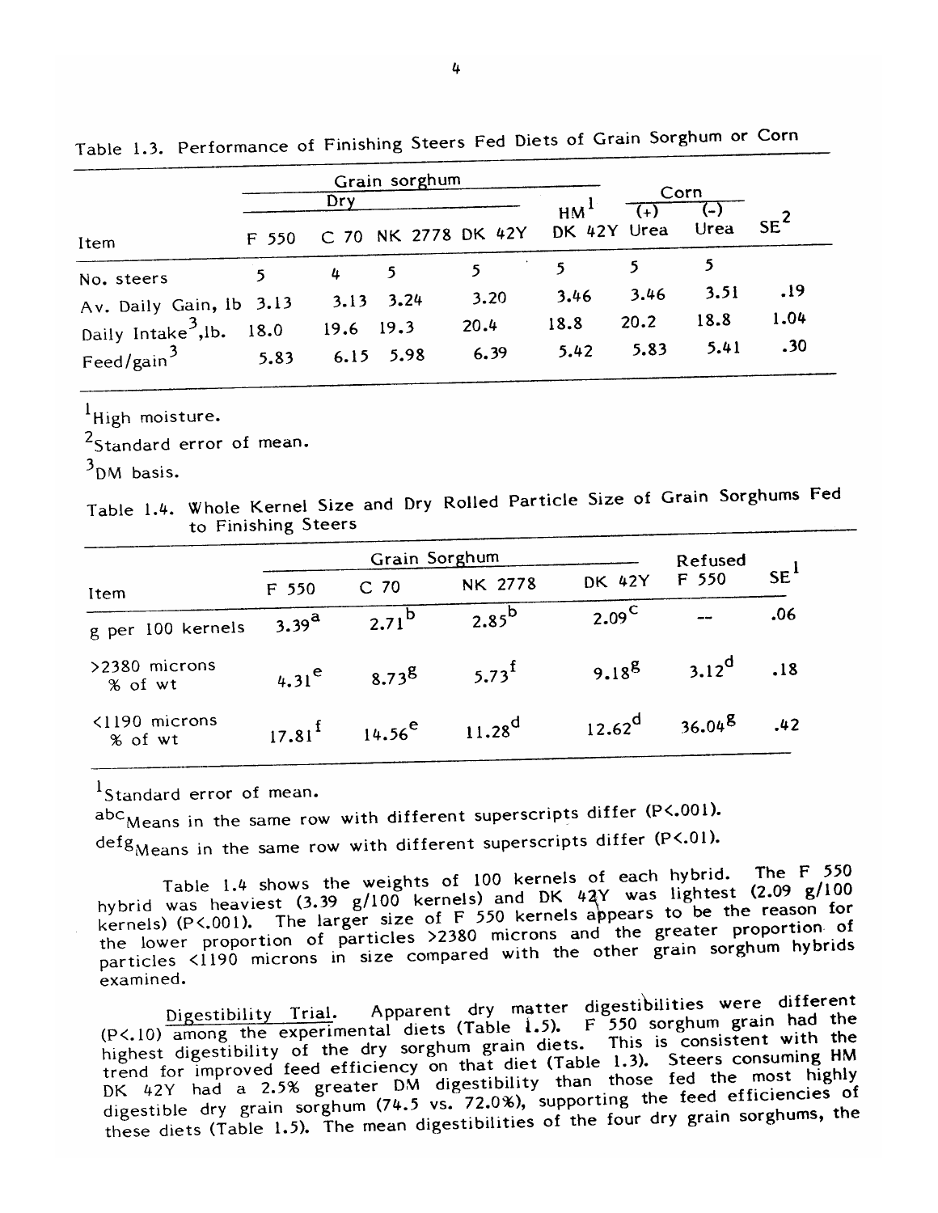Table 1.3. Performance of Finishing Steers Fed Diets of Grain Sorghum or Corn

| | Grain sorghum | | | | | Corn | | |
|---|---|---|---|---|---|---|---|---|
| | Dry | | | | HM[1] | (+) | (-) | |
| Item | F 550 | C 70 | NK 2778 | DK 42Y | DK 42Y | Urea | Urea | SE[2] |
| No. steers | 5 | 4 | 5 | 5 | 5 | 5 | 5 | |
| Av. Daily Gain, lb | 3.13 | 3.13 | 3.24 | 3.20 | 3.46 | 3.46 | 3.51 | .19 |
| Daily Intake[3], lb. | 18.0 | 19.6 | 19.3 | 20.4 | 18.8 | 20.2 | 18.8 | 1.04 |
| Feed/gain[3] | 5.83 | 6.15 | 5.98 | 6.39 | 5.42 | 5.83 | 5.41 | .30 |

[1]High moisture.

[2]Standard error of mean.

[3]DM basis.

Table 1.4. Whole Kernel Size and Dry Rolled Particle Size of Grain Sorghums Fed to Finishing Steers

| | Grain Sorghum | | | | Refused | |
|---|---|---|---|---|---|---|
| Item | F 550 | C 70 | NK 2778 | DK 42Y | F 550 | SE[1] |
| g per 100 kernels | 3.39[a] | 2.71[b] | 2.85[b] | 2.09[c] | -- | .06 |
| >2380 microns % of wt | 4.31[e] | 8.73[g] | 5.73[f] | 9.18[g] | 3.12[d] | .18 |
| <1190 microns % of wt | 17.81[f] | 14.56[e] | 11.28[d] | 12.62[d] | 36.04[g] | .42 |

[1]Standard error of mean.

[abc]Means in the same row with different superscripts differ (P<.001).

[defg]Means in the same row with different superscripts differ (P<.01).

Table 1.4 shows the weights of 100 kernels of each hybrid. The F 550 hybrid was heaviest (3.39 g/100 kernels) and DK 42Y was lightest (2.09 g/100 kernels) (P<.001). The larger size of F 550 kernels appears to be the reason for the lower proportion of particles >2380 microns and the greater proportion of particles <1190 microns in size compared with the other grain sorghum hybrids examined.

Digestibility Trial. Apparent dry matter digestibilities were different (P<.10) among the experimental diets (Table 1.5). F 550 sorghum grain had the highest digestibility of the dry sorghum grain diets. This is consistent with the trend for improved feed efficiency on that diet (Table 1.3). Steers consuming HM DK 42Y had a 2.5% greater DM digestibility than those fed the most highly digestible dry grain sorghum (74.5 vs. 72.0%), supporting the feed efficiencies of these diets (Table 1.5). The mean digestibilities of the four dry grain sorghums, the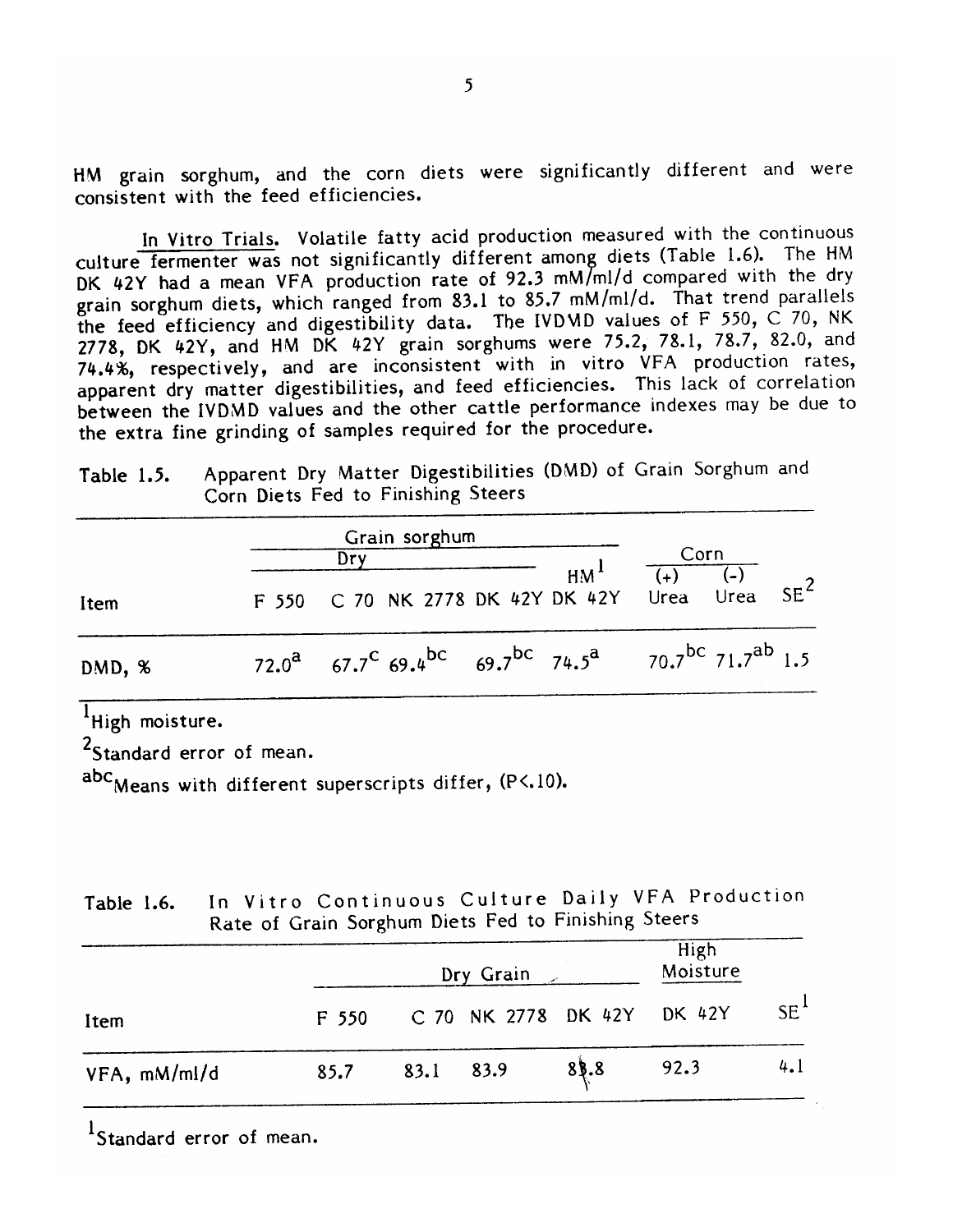HM grain sorghum, and the corn diets were significantly different and were consistent with the feed efficiencies.

In Vitro Trials. Volatile fatty acid production measured with the continuous culture fermenter was not significantly different among diets (Table 1.6). The HM DK 42Y had a mean VFA production rate of 92.3 mM/ml/d compared with the dry grain sorghum diets, which ranged from 83.1 to 85.7 mM/ml/d. That trend parallels the feed efficiency and digestibility data. The IVDMD values of F 550, C 70, NK 2778, DK 42Y, and HM DK 42Y grain sorghums were 75.2, 78.1, 78.7, 82.0, and 74.4%, respectively, and are inconsistent with in vitro VFA production rates, apparent dry matter digestibilities, and feed efficiencies. This lack of correlation between the IVDMD values and the other cattle performance indexes may be due to the extra fine grinding of samples required for the procedure.

Table 1.5. Apparent Dry Matter Digestibilities (DMD) of Grain Sorghum and Corn Diets Fed to Finishing Steers

| | Grain sorghum | | | | | Corn | | |
|---|---|---|---|---|---|---|---|---|
| | Dry | | | | HM[1] | | | |
| Item | F 550 | C 70 | NK 2778 | DK 42Y | DK 42Y | (+) Urea | (-) Urea | SE[2] |
| DMD, % | 72.0[a] | 67.7[c] | 69.4[bc] | 69.7[bc] | 74.5[a] | 70.7[bc] | 71.7[ab] | 1.5 |

[1]High moisture.

[2]Standard error of mean.

[abc]Means with different superscripts differ, (P<.10).

Table 1.6. In Vitro Continuous Culture Daily VFA Production Rate of Grain Sorghum Diets Fed to Finishing Steers

| | Dry Grain | | | | High Moisture | |
|---|---|---|---|---|---|---|
| Item | F 550 | C 70 | NK 2778 | DK 42Y | DK 42Y | SE[1] |
| VFA, mM/ml/d | 85.7 | 83.1 | 83.9 | 83.8 | 92.3 | 4.1 |

[1]Standard error of mean.